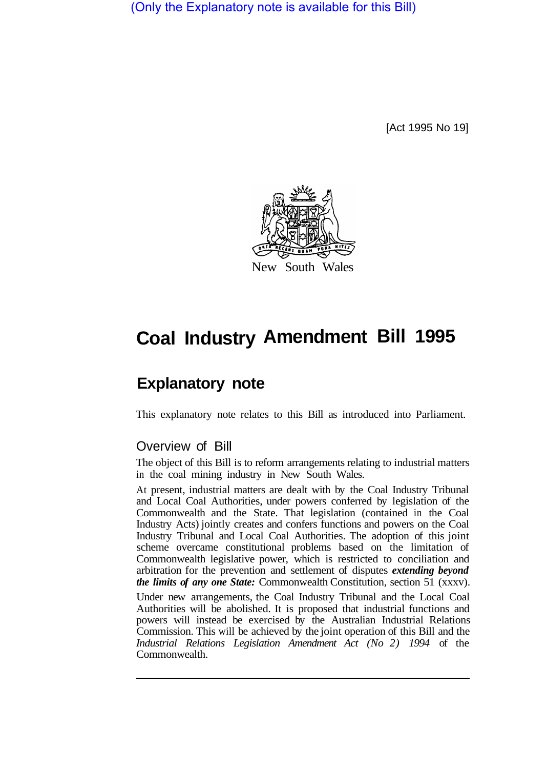(Only the Explanatory note is available for this Bill)

[Act 1995 No 19]

New South Wales

# Coal Industry Amendment Bill 1995

## Explanatory note

This explanatory note relates to this Bill as introduced into Parliament.

### Overview of Bill

The object of this Bill is to reform arrangements relating to industrial matters in the coal mining industry in New South Wales.

At present, industrial matters are dealt with by the Coal Industry Tribunal and Local Coal Authorities, under powers conferred by legislation of the Commonwealth and the State. That legislation (contained in the Coal Industry Acts) jointly creates and confers functions and powers on the Coal Industry Tribunal and Local Coal Authorities. The adoption of this joint scheme overcame constitutional problems based on the limitation of Commonwealth legislative power, which is restricted to conciliation and arbitration for the prevention and settlement of disputes ***extending beyond the limits of any one State:*** Commonwealth Constitution, section 51 (xxxv).

Under new arrangements, the Coal Industry Tribunal and the Local Coal Authorities will be abolished. It is proposed that industrial functions and powers will instead be exercised by the Australian Industrial Relations Commission. This will be achieved by the joint operation of this Bill and the *Industrial Relations Legislation Amendment Act (No 2) 1994* of the Commonwealth.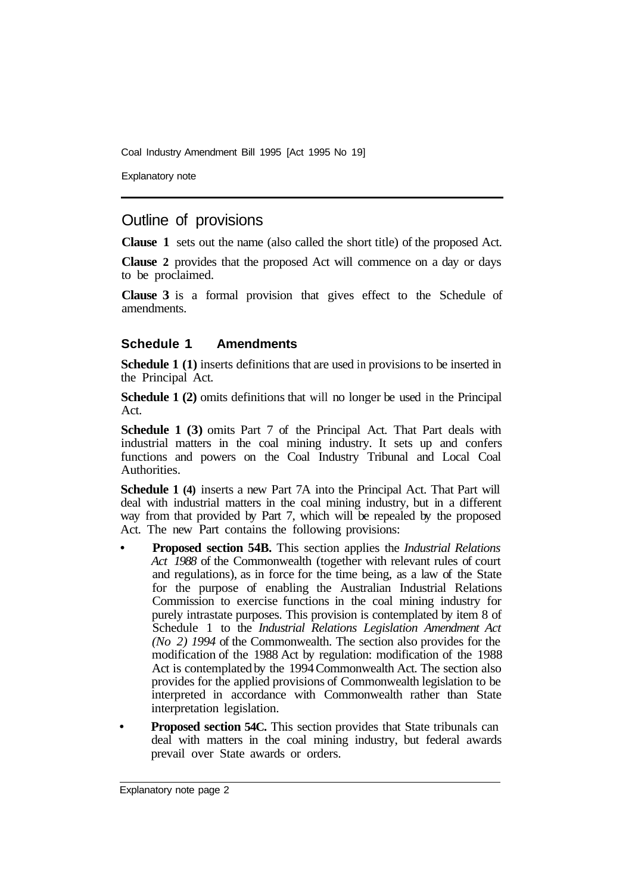## Outline of provisions

**Clause 1** sets out the name (also called the short title) of the proposed Act.

**Clause 2** provides that the proposed Act will commence on a day or days to be proclaimed.

**Clause 3** is a formal provision that gives effect to the Schedule of amendments.

### Schedule 1 Amendments

**Schedule 1 (1)** inserts definitions that are used in provisions to be inserted in the Principal Act.

**Schedule 1 (2)** omits definitions that will no longer be used in the Principal Act.

**Schedule 1 (3)** omits Part 7 of the Principal Act. That Part deals with industrial matters in the coal mining industry. It sets up and confers functions and powers on the Coal Industry Tribunal and Local Coal Authorities.

**Schedule 1 (4)** inserts a new Part 7A into the Principal Act. That Part will deal with industrial matters in the coal mining industry, but in a different way from that provided by Part 7, which will be repealed by the proposed Act. The new Part contains the following provisions:

- **Proposed section 54B.** This section applies the *Industrial Relations Act 1988* of the Commonwealth (together with relevant rules of court and regulations), as in force for the time being, as a law of the State for the purpose of enabling the Australian Industrial Relations Commission to exercise functions in the coal mining industry for purely intrastate purposes. This provision is contemplated by item 8 of Schedule 1 to the *Industrial Relations Legislation Amendment Act (No 2) 1994* of the Commonwealth. The section also provides for the modification of the 1988 Act by regulation: modification of the 1988 Act is contemplated by the 1994 Commonwealth Act. The section also provides for the applied provisions of Commonwealth legislation to be interpreted in accordance with Commonwealth rather than State interpretation legislation.
- **Proposed section 54C.** This section provides that State tribunals can deal with matters in the coal mining industry, but federal awards prevail over State awards or orders.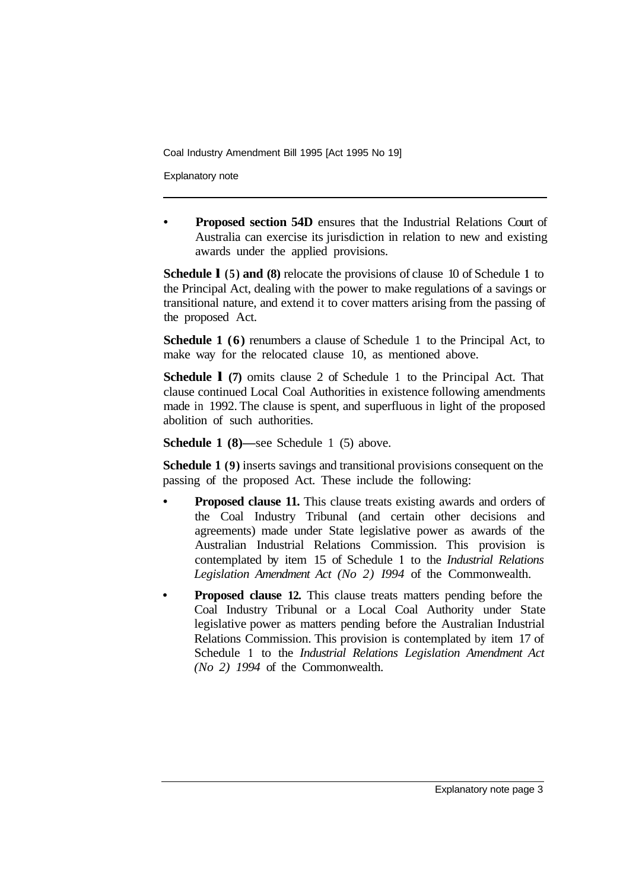- **Proposed section 54D** ensures that the Industrial Relations Court of Australia can exercise its jurisdiction in relation to new and existing awards under the applied provisions.

**Schedule 1 (5) and (8)** relocate the provisions of clause 10 of Schedule 1 to the Principal Act, dealing with the power to make regulations of a savings or transitional nature, and extend it to cover matters arising from the passing of the proposed Act.

**Schedule 1 (6)** renumbers a clause of Schedule 1 to the Principal Act, to make way for the relocated clause 10, as mentioned above.

**Schedule 1 (7)** omits clause 2 of Schedule 1 to the Principal Act. That clause continued Local Coal Authorities in existence following amendments made in 1992. The clause is spent, and superfluous in light of the proposed abolition of such authorities.

**Schedule 1 (8)**—see Schedule 1 (5) above.

**Schedule 1 (9)** inserts savings and transitional provisions consequent on the passing of the proposed Act. These include the following:

- **Proposed clause 11.** This clause treats existing awards and orders of the Coal Industry Tribunal (and certain other decisions and agreements) made under State legislative power as awards of the Australian Industrial Relations Commission. This provision is contemplated by item 15 of Schedule 1 to the *Industrial Relations Legislation Amendment Act (No 2) I994* of the Commonwealth.
- **Proposed clause 12.** This clause treats matters pending before the Coal Industry Tribunal or a Local Coal Authority under State legislative power as matters pending before the Australian Industrial Relations Commission. This provision is contemplated by item 17 of Schedule 1 to the *Industrial Relations Legislation Amendment Act (No 2) 1994* of the Commonwealth.